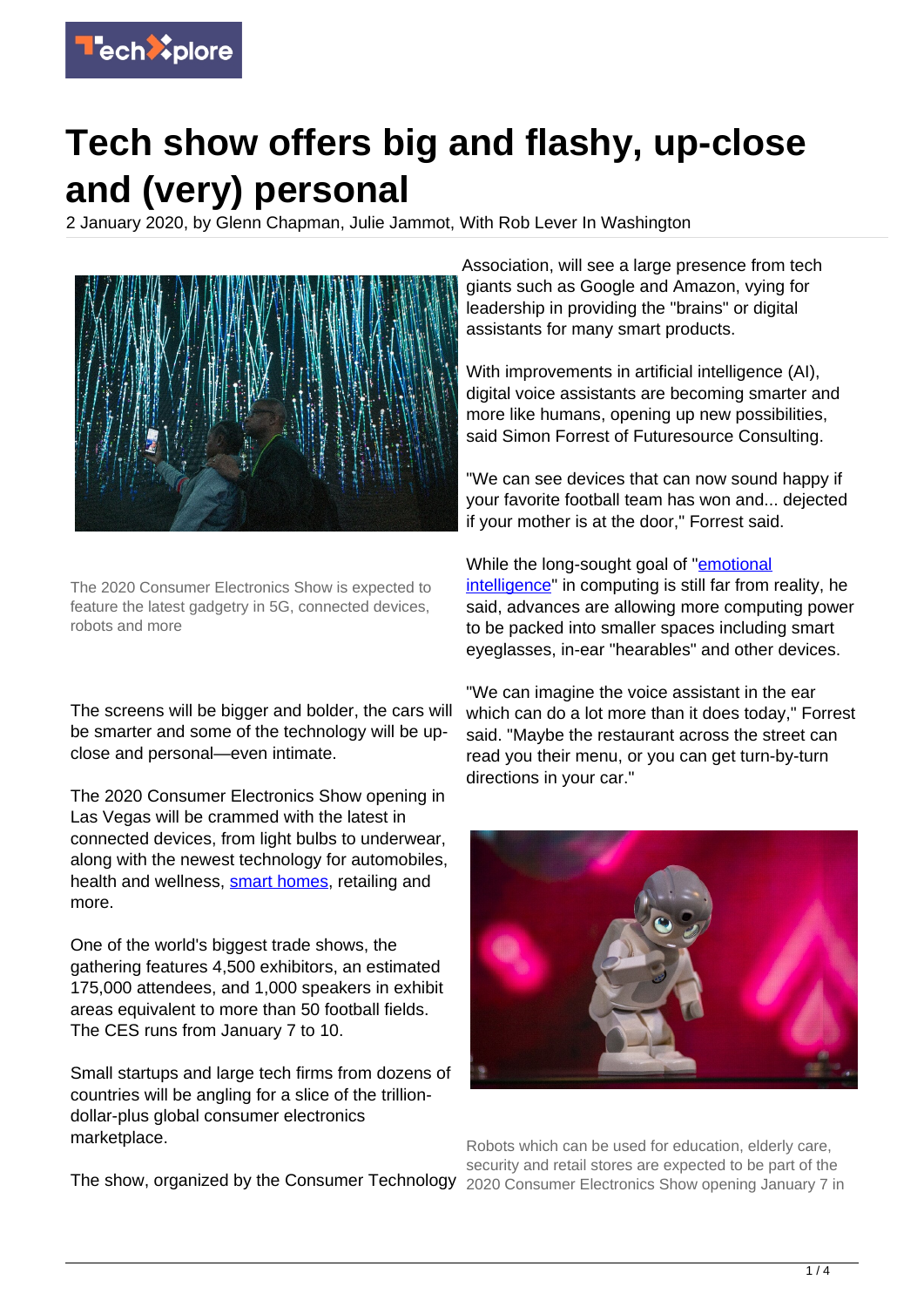# Tech show offers big and flashy, up-close and (very) personal

2 January 2020, by Glenn Chapman, Julie Jammot, With Rob Lever In Washington

The 2020 Consumer Electronics Show is expected to feature the latest gadgetry in 5G, connected devices, robots and more

The screens will be bigger and bolder, the cars will be smarter and some of the technology will be up-close and personal—even intimate.

The 2020 Consumer Electronics Show opening in Las Vegas will be crammed with the latest in connected devices, from light bulbs to underwear, along with the newest technology for automobiles, health and wellness, smart homes, retailing and more.

One of the world's biggest trade shows, the gathering features 4,500 exhibitors, an estimated 175,000 attendees, and 1,000 speakers in exhibit areas equivalent to more than 50 football fields. The CES runs from January 7 to 10.

Small startups and large tech firms from dozens of countries will be angling for a slice of the trillion-dollar-plus global consumer electronics marketplace.

The show, organized by the Consumer Technology Association, will see a large presence from tech giants such as Google and Amazon, vying for leadership in providing the "brains" or digital assistants for many smart products.

With improvements in artificial intelligence (AI), digital voice assistants are becoming smarter and more like humans, opening up new possibilities, said Simon Forrest of Futuresource Consulting.

"We can see devices that can now sound happy if your favorite football team has won and... dejected if your mother is at the door," Forrest said.

While the long-sought goal of "emotional intelligence" in computing is still far from reality, he said, advances are allowing more computing power to be packed into smaller spaces including smart eyeglasses, in-ear "hearables" and other devices.

"We can imagine the voice assistant in the ear which can do a lot more than it does today," Forrest said. "Maybe the restaurant across the street can read you their menu, or you can get turn-by-turn directions in your car."

Robots which can be used for education, elderly care, security and retail stores are expected to be part of the 2020 Consumer Electronics Show opening January 7 in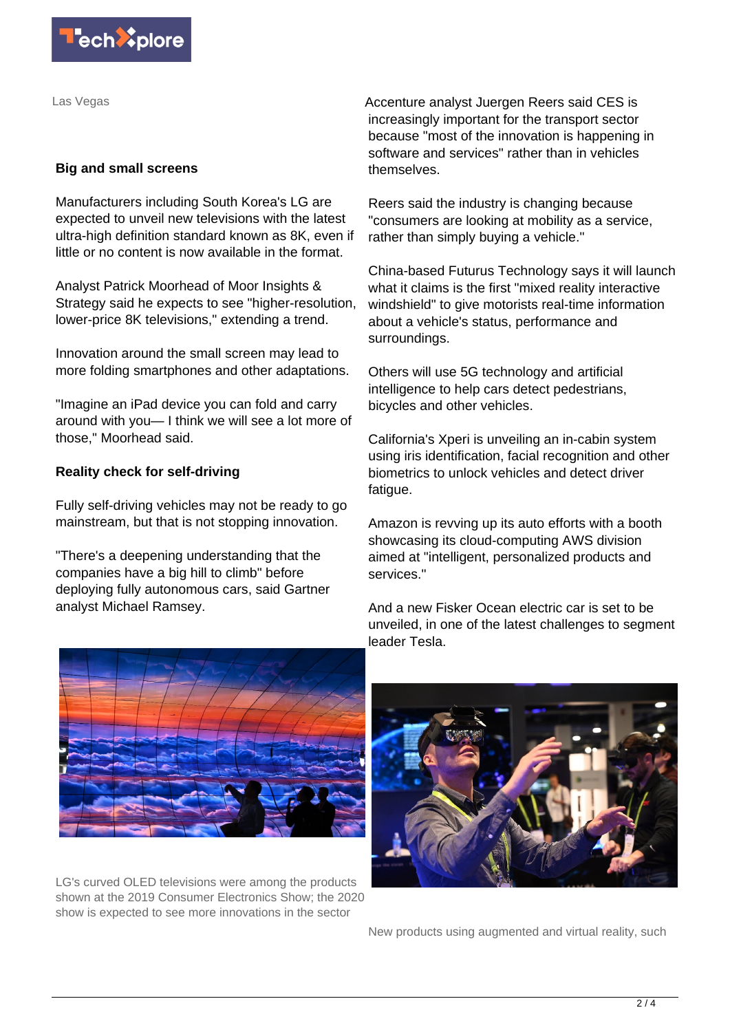Las Vegas

### Big and small screens

Manufacturers including South Korea's LG are expected to unveil new televisions with the latest ultra-high definition standard known as 8K, even if little or no content is now available in the format.

Analyst Patrick Moorhead of Moor Insights & Strategy said he expects to see "higher-resolution, lower-price 8K televisions," extending a trend.

Innovation around the small screen may lead to more folding smartphones and other adaptations.

"Imagine an iPad device you can fold and carry around with you— I think we will see a lot more of those," Moorhead said.

### Reality check for self-driving

Fully self-driving vehicles may not be ready to go mainstream, but that is not stopping innovation.

"There's a deepening understanding that the companies have a big hill to climb" before deploying fully autonomous cars, said Gartner analyst Michael Ramsey.

LG's curved OLED televisions were among the products shown at the 2019 Consumer Electronics Show; the 2020 show is expected to see more innovations in the sector

Accenture analyst Juergen Reers said CES is increasingly important for the transport sector because "most of the innovation is happening in software and services" rather than in vehicles themselves.

Reers said the industry is changing because "consumers are looking at mobility as a service, rather than simply buying a vehicle."

China-based Futurus Technology says it will launch what it claims is the first "mixed reality interactive windshield" to give motorists real-time information about a vehicle's status, performance and surroundings.

Others will use 5G technology and artificial intelligence to help cars detect pedestrians, bicycles and other vehicles.

California's Xperi is unveiling an in-cabin system using iris identification, facial recognition and other biometrics to unlock vehicles and detect driver fatigue.

Amazon is revving up its auto efforts with a booth showcasing its cloud-computing AWS division aimed at "intelligent, personalized products and services."

And a new Fisker Ocean electric car is set to be unveiled, in one of the latest challenges to segment leader Tesla.

New products using augmented and virtual reality, such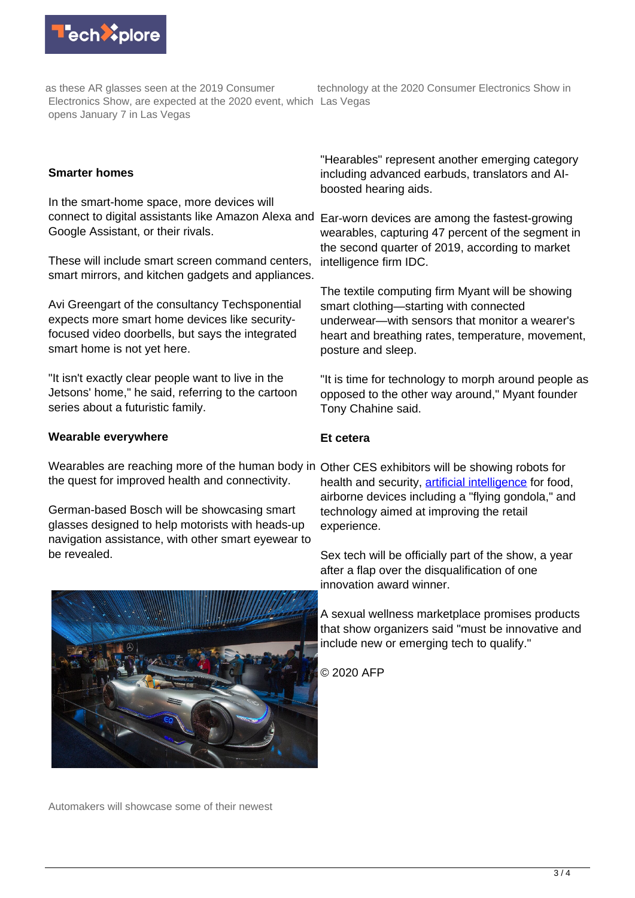as these AR glasses seen at the 2019 Consumer Electronics Show, are expected at the 2020 event, which opens January 7 in Las Vegas

technology at the 2020 Consumer Electronics Show in Las Vegas

**Smarter homes**

In the smart-home space, more devices will connect to digital assistants like Amazon Alexa and Google Assistant, or their rivals.

These will include smart screen command centers, smart mirrors, and kitchen gadgets and appliances.

Avi Greengart of the consultancy Techsponential expects more smart home devices like security-focused video doorbells, but says the integrated smart home is not yet here.

"It isn't exactly clear people want to live in the Jetsons' home," he said, referring to the cartoon series about a futuristic family.

**Wearable everywhere**

Wearables are reaching more of the human body in the quest for improved health and connectivity.

German-based Bosch will be showcasing smart glasses designed to help motorists with heads-up navigation assistance, with other smart eyewear to be revealed.

Automakers will showcase some of their newest

"Hearables" represent another emerging category including advanced earbuds, translators and AI-boosted hearing aids.

Ear-worn devices are among the fastest-growing wearables, capturing 47 percent of the segment in the second quarter of 2019, according to market intelligence firm IDC.

The textile computing firm Myant will be showing smart clothing—starting with connected underwear—with sensors that monitor a wearer's heart and breathing rates, temperature, movement, posture and sleep.

"It is time for technology to morph around people as opposed to the other way around," Myant founder Tony Chahine said.

**Et cetera**

Other CES exhibitors will be showing robots for health and security, artificial intelligence for food, airborne devices including a "flying gondola," and technology aimed at improving the retail experience.

Sex tech will be officially part of the show, a year after a flap over the disqualification of one innovation award winner.

A sexual wellness marketplace promises products that show organizers said "must be innovative and include new or emerging tech to qualify."

© 2020 AFP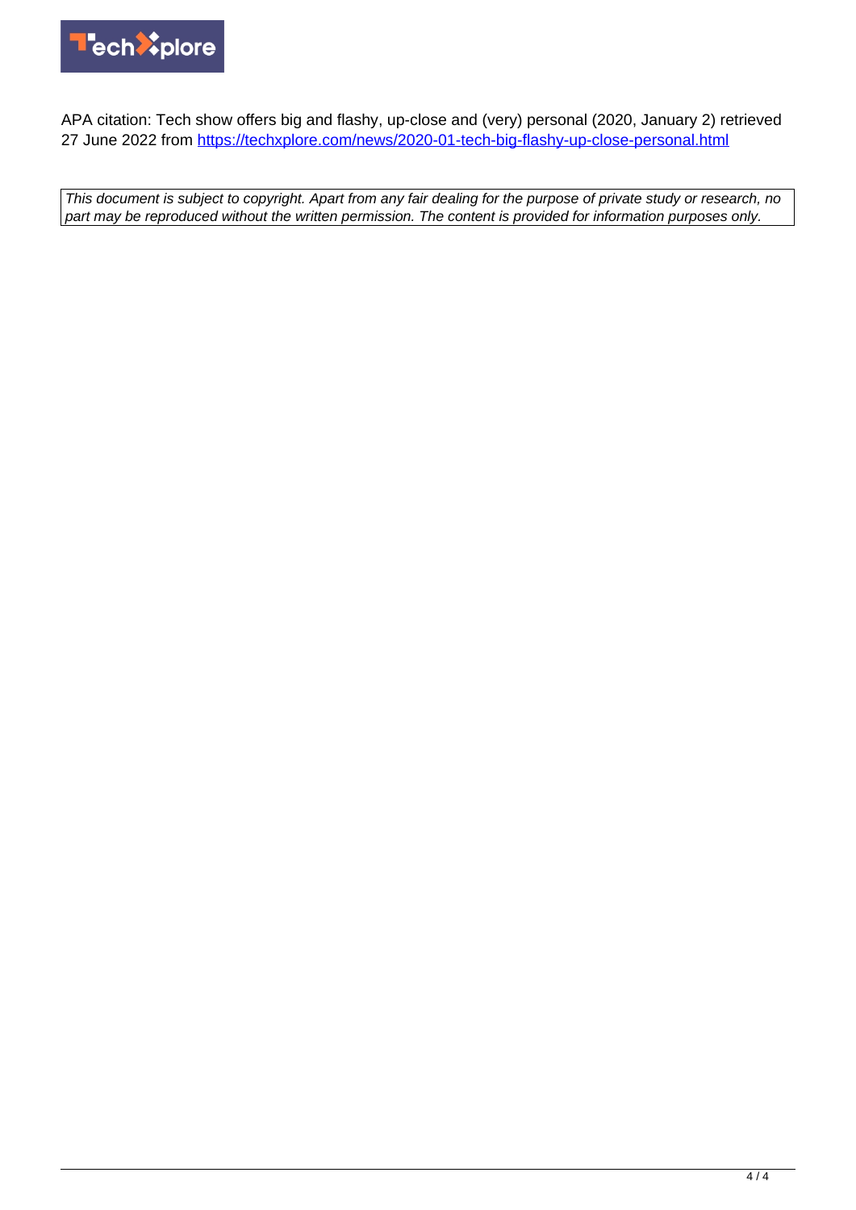APA citation: Tech show offers big and flashy, up-close and (very) personal (2020, January 2) retrieved 27 June 2022 from https://techxplore.com/news/2020-01-tech-big-flashy-up-close-personal.html

*This document is subject to copyright. Apart from any fair dealing for the purpose of private study or research, no part may be reproduced without the written permission. The content is provided for information purposes only.*